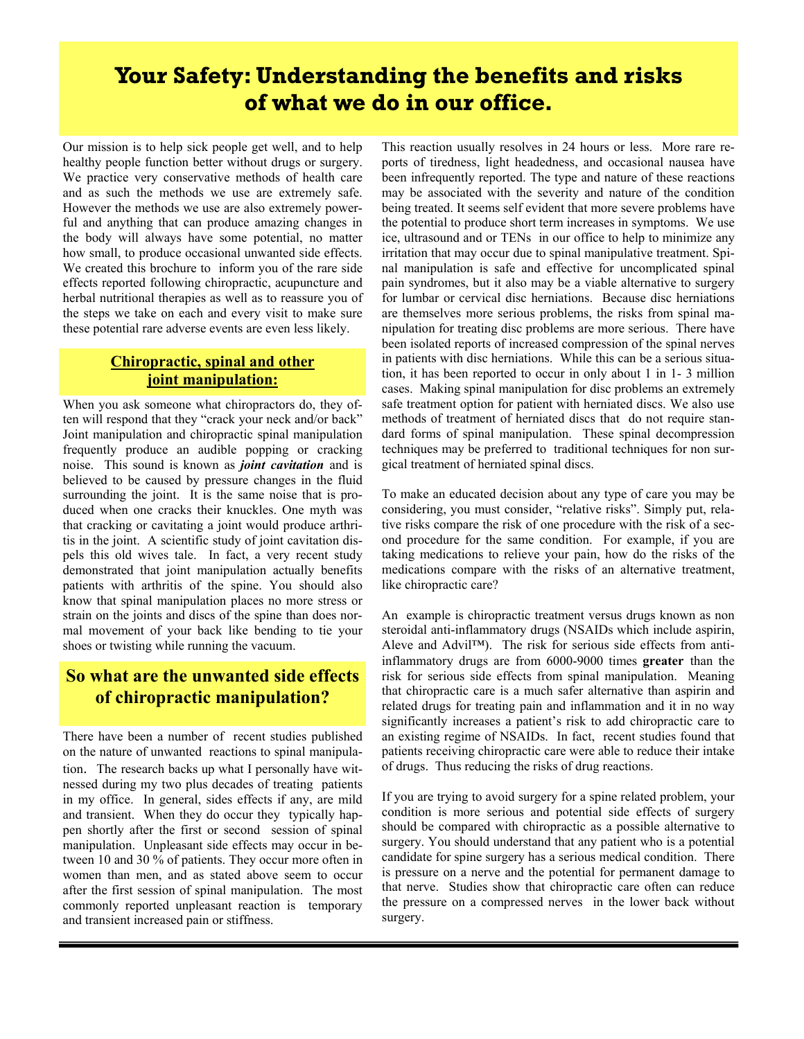# Your Safety: Understanding the benefits and risks of what we do in our office.

Our mission is to help sick people get well, and to help healthy people function better without drugs or surgery. We practice very conservative methods of health care and as such the methods we use are extremely safe. However the methods we use are also extremely powerful and anything that can produce amazing changes in the body will always have some potential, no matter how small, to produce occasional unwanted side effects. We created this brochure to inform you of the rare side effects reported following chiropractic, acupuncture and herbal nutritional therapies as well as to reassure you of the steps we take on each and every visit to make sure these potential rare adverse events are even less likely.

## Chiropractic, spinal and other joint manipulation:

When you ask someone what chiropractors do, they often will respond that they "crack your neck and/or back" Joint manipulation and chiropractic spinal manipulation frequently produce an audible popping or cracking noise. This sound is known as ***joint cavitation*** and is believed to be caused by pressure changes in the fluid surrounding the joint. It is the same noise that is produced when one cracks their knuckles. One myth was that cracking or cavitating a joint would produce arthritis in the joint. A scientific study of joint cavitation dispels this old wives tale. In fact, a very recent study demonstrated that joint manipulation actually benefits patients with arthritis of the spine. You should also know that spinal manipulation places no more stress or strain on the joints and discs of the spine than does normal movement of your back like bending to tie your shoes or twisting while running the vacuum.

## So what are the unwanted side effects of chiropractic manipulation?

There have been a number of recent studies published on the nature of unwanted reactions to spinal manipulation. The research backs up what I personally have witnessed during my two plus decades of treating patients in my office. In general, sides effects if any, are mild and transient. When they do occur they typically happen shortly after the first or second session of spinal manipulation. Unpleasant side effects may occur in between 10 and 30 % of patients. They occur more often in women than men, and as stated above seem to occur after the first session of spinal manipulation. The most commonly reported unpleasant reaction is temporary and transient increased pain or stiffness.

This reaction usually resolves in 24 hours or less. More rare reports of tiredness, light headedness, and occasional nausea have been infrequently reported. The type and nature of these reactions may be associated with the severity and nature of the condition being treated. It seems self evident that more severe problems have the potential to produce short term increases in symptoms. We use ice, ultrasound and or TENs in our office to help to minimize any irritation that may occur due to spinal manipulative treatment. Spinal manipulation is safe and effective for uncomplicated spinal pain syndromes, but it also may be a viable alternative to surgery for lumbar or cervical disc herniations. Because disc herniations are themselves more serious problems, the risks from spinal manipulation for treating disc problems are more serious. There have been isolated reports of increased compression of the spinal nerves in patients with disc herniations. While this can be a serious situation, it has been reported to occur in only about 1 in 1- 3 million cases. Making spinal manipulation for disc problems an extremely safe treatment option for patient with herniated discs. We also use methods of treatment of herniated discs that do not require standard forms of spinal manipulation. These spinal decompression techniques may be preferred to traditional techniques for non surgical treatment of herniated spinal discs.

To make an educated decision about any type of care you may be considering, you must consider, "relative risks". Simply put, relative risks compare the risk of one procedure with the risk of a second procedure for the same condition. For example, if you are taking medications to relieve your pain, how do the risks of the medications compare with the risks of an alternative treatment, like chiropractic care?

An example is chiropractic treatment versus drugs known as non steroidal anti-inflammatory drugs (NSAIDs which include aspirin, Aleve and Advil™). The risk for serious side effects from anti-inflammatory drugs are from 6000-9000 times **greater** than the risk for serious side effects from spinal manipulation. Meaning that chiropractic care is a much safer alternative than aspirin and related drugs for treating pain and inflammation and it in no way significantly increases a patient's risk to add chiropractic care to an existing regime of NSAIDs. In fact, recent studies found that patients receiving chiropractic care were able to reduce their intake of drugs. Thus reducing the risks of drug reactions.

If you are trying to avoid surgery for a spine related problem, your condition is more serious and potential side effects of surgery should be compared with chiropractic as a possible alternative to surgery. You should understand that any patient who is a potential candidate for spine surgery has a serious medical condition. There is pressure on a nerve and the potential for permanent damage to that nerve. Studies show that chiropractic care often can reduce the pressure on a compressed nerves in the lower back without surgery.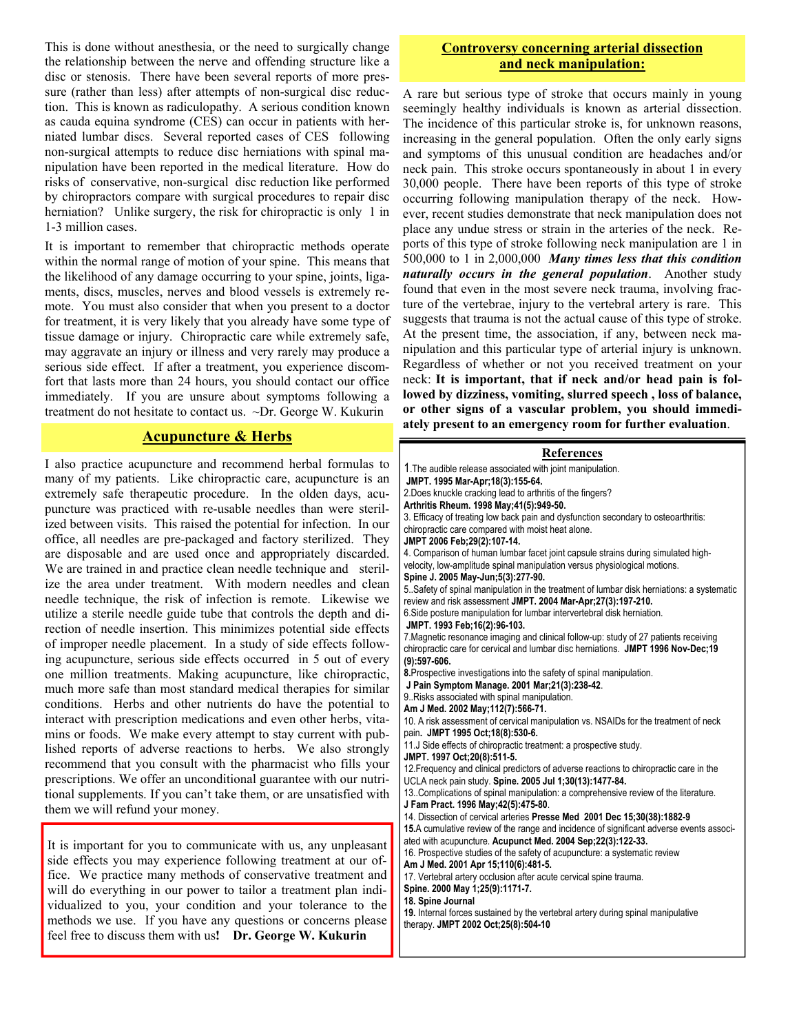This is done without anesthesia, or the need to surgically change the relationship between the nerve and offending structure like a disc or stenosis. There have been several reports of more pressure (rather than less) after attempts of non-surgical disc reduction. This is known as radiculopathy. A serious condition known as cauda equina syndrome (CES) can occur in patients with herniated lumbar discs. Several reported cases of CES following non-surgical attempts to reduce disc herniations with spinal manipulation have been reported in the medical literature. How do risks of conservative, non-surgical disc reduction like performed by chiropractors compare with surgical procedures to repair disc herniation? Unlike surgery, the risk for chiropractic is only 1 in 1-3 million cases.

It is important to remember that chiropractic methods operate within the normal range of motion of your spine. This means that the likelihood of any damage occurring to your spine, joints, ligaments, discs, muscles, nerves and blood vessels is extremely remote. You must also consider that when you present to a doctor for treatment, it is very likely that you already have some type of tissue damage or injury. Chiropractic care while extremely safe, may aggravate an injury or illness and very rarely may produce a serious side effect. If after a treatment, you experience discomfort that lasts more than 24 hours, you should contact our office immediately. If you are unsure about symptoms following a treatment do not hesitate to contact us. ~Dr. George W. Kukurin

## Acupuncture & Herbs

I also practice acupuncture and recommend herbal formulas to many of my patients. Like chiropractic care, acupuncture is an extremely safe therapeutic procedure. In the olden days, acupuncture was practiced with re-usable needles than were sterilized between visits. This raised the potential for infection. In our office, all needles are pre-packaged and factory sterilized. They are disposable and are used once and appropriately discarded. We are trained in and practice clean needle technique and sterilize the area under treatment. With modern needles and clean needle technique, the risk of infection is remote. Likewise we utilize a sterile needle guide tube that controls the depth and direction of needle insertion. This minimizes potential side effects of improper needle placement. In a study of side effects following acupuncture, serious side effects occurred in 5 out of every one million treatments. Making acupuncture, like chiropractic, much more safe than most standard medical therapies for similar conditions. Herbs and other nutrients do have the potential to interact with prescription medications and even other herbs, vitamins or foods. We make every attempt to stay current with published reports of adverse reactions to herbs. We also strongly recommend that you consult with the pharmacist who fills your prescriptions. We offer an unconditional guarantee with our nutritional supplements. If you can't take them, or are unsatisfied with them we will refund your money.

It is important for you to communicate with us, any unpleasant side effects you may experience following treatment at our office. We practice many methods of conservative treatment and will do everything in our power to tailor a treatment plan individualized to you, your condition and your tolerance to the methods we use. If you have any questions or concerns please feel free to discuss them with us**!** **Dr. George W. Kukurin**

## Controversy concerning arterial dissection and neck manipulation:

A rare but serious type of stroke that occurs mainly in young seemingly healthy individuals is known as arterial dissection. The incidence of this particular stroke is, for unknown reasons, increasing in the general population. Often the only early signs and symptoms of this unusual condition are headaches and/or neck pain. This stroke occurs spontaneously in about 1 in every 30,000 people. There have been reports of this type of stroke occurring following manipulation therapy of the neck. However, recent studies demonstrate that neck manipulation does not place any undue stress or strain in the arteries of the neck. Reports of this type of stroke following neck manipulation are 1 in 500,000 to 1 in 2,000,000 ***Many times less that this condition naturally occurs in the general population***. Another study found that even in the most severe neck trauma, involving fracture of the vertebrae, injury to the vertebral artery is rare. This suggests that trauma is not the actual cause of this type of stroke. At the present time, the association, if any, between neck manipulation and this particular type of arterial injury is unknown. Regardless of whether or not you received treatment on your neck: **It is important, that if neck and/or head pain is followed by dizziness, vomiting, slurred speech , loss of balance, or other signs of a vascular problem, you should immediately present to an emergency room for further evaluation**.

## References

1. The audible release associated with joint manipulation. **JMPT. 1995 Mar-Apr;18(3):155-64.**
2. Does knuckle cracking lead to arthritis of the fingers? **Arthritis Rheum. 1998 May;41(5):949-50.**
3. Efficacy of treating low back pain and dysfunction secondary to osteoarthritis: chiropractic care compared with moist heat alone. **JMPT 2006 Feb;29(2):107-14.**
4. Comparison of human lumbar facet joint capsule strains during simulated high-velocity, low-amplitude spinal manipulation versus physiological motions. **Spine J. 2005 May-Jun;5(3):277-90.**
5. Safety of spinal manipulation in the treatment of lumbar disk herniations: a systematic review and risk assessment **JMPT. 2004 Mar-Apr;27(3):197-210.**
6. Side posture manipulation for lumbar intervertebral disk herniation. **JMPT. 1993 Feb;16(2):96-103.**
7. Magnetic resonance imaging and clinical follow-up: study of 27 patients receiving chiropractic care for cervical and lumbar disc herniations. **JMPT 1996 Nov-Dec;19 (9):597-606.**
8. Prospective investigations into the safety of spinal manipulation. **J Pain Symptom Manage. 2001 Mar;21(3):238-42**.
9. Risks associated with spinal manipulation. **Am J Med. 2002 May;112(7):566-71.**
10. A risk assessment of cervical manipulation vs. NSAIDs for the treatment of neck pain**. JMPT 1995 Oct;18(8):530-6.**
11. J Side effects of chiropractic treatment: a prospective study. **JMPT. 1997 Oct;20(8):511-5.**
12. Frequency and clinical predictors of adverse reactions to chiropractic care in the UCLA neck pain study. **Spine. 2005 Jul 1;30(13):1477-84.**
13. Complications of spinal manipulation: a comprehensive review of the literature. **J Fam Pract. 1996 May;42(5):475-80**.
14. Dissection of cervical arteries **Presse Med 2001 Dec 15;30(38):1882-9**
15. A cumulative review of the range and incidence of significant adverse events associated with acupuncture. **Acupunct Med. 2004 Sep;22(3):122-33.**
16. Prospective studies of the safety of acupuncture: a systematic review **Am J Med. 2001 Apr 15;110(6):481-5.**
17. Vertebral artery occlusion after acute cervical spine trauma. **Spine. 2000 May 1;25(9):1171-7.**
18. **Spine Journal**
19. Internal forces sustained by the vertebral artery during spinal manipulative therapy. **JMPT 2002 Oct;25(8):504-10**